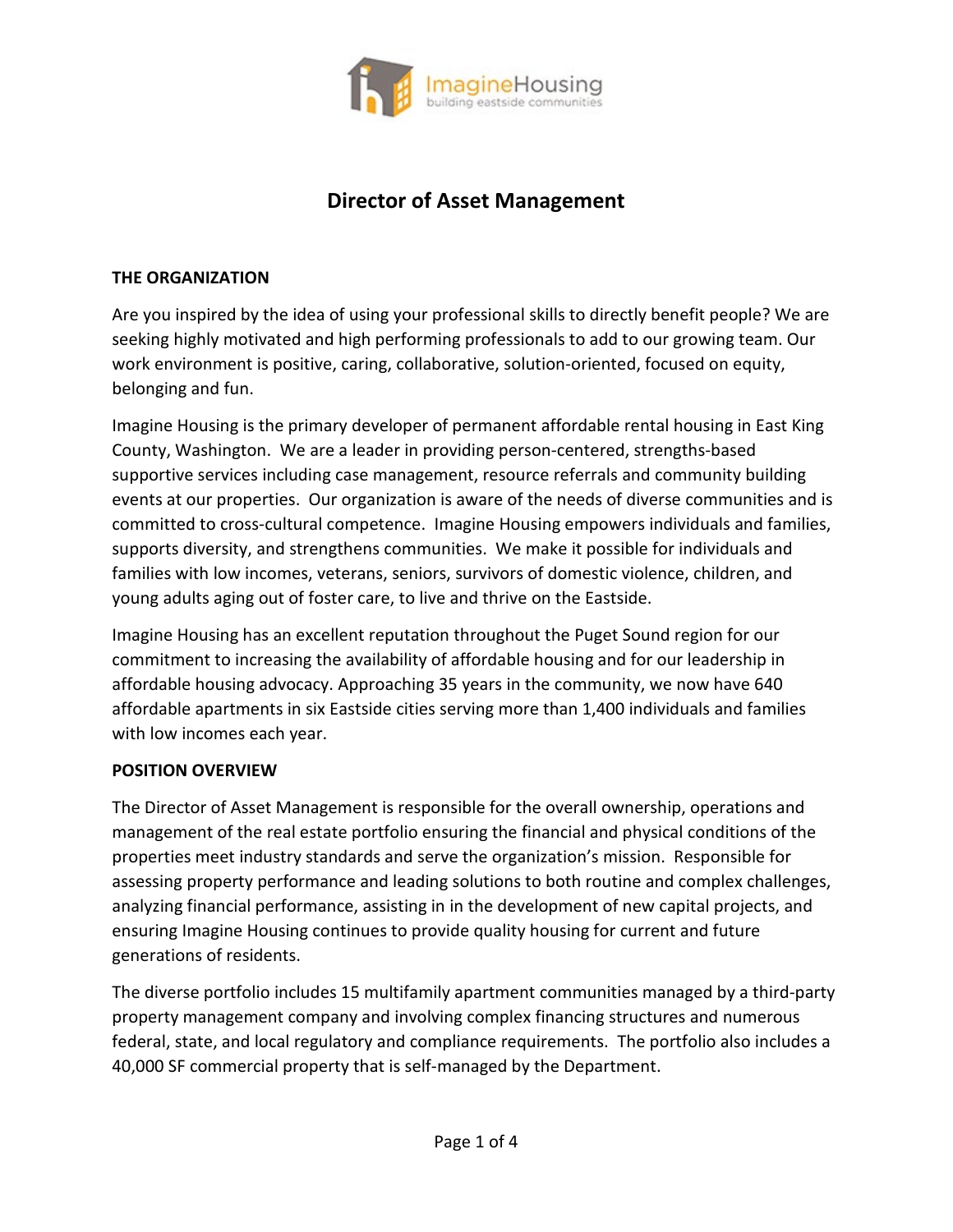# Director of Asset Management

## THE ORGANIZATION

Are you inspired by the idea of using your professional skills to directly benefit people? We are seeking highly motivated and high performing professionals to add to our growing team. Our work environment is positive, caring, collaborative, solution-oriented, focused on equity, belonging and fun.

Imagine Housing is the primary developer of permanent affordable rental housing in East King County, Washington. We are a leader in providing person-centered, strengths-based supportive services including case management, resource referrals and community building events at our properties. Our organization is aware of the needs of diverse communities and is committed to cross-cultural competence. Imagine Housing empowers individuals and families, supports diversity, and strengthens communities. We make it possible for individuals and families with low incomes, veterans, seniors, survivors of domestic violence, children, and young adults aging out of foster care, to live and thrive on the Eastside.

Imagine Housing has an excellent reputation throughout the Puget Sound region for our commitment to increasing the availability of affordable housing and for our leadership in affordable housing advocacy. Approaching 35 years in the community, we now have 640 affordable apartments in six Eastside cities serving more than 1,400 individuals and families with low incomes each year.

## POSITION OVERVIEW

The Director of Asset Management is responsible for the overall ownership, operations and management of the real estate portfolio ensuring the financial and physical conditions of the properties meet industry standards and serve the organization's mission. Responsible for assessing property performance and leading solutions to both routine and complex challenges, analyzing financial performance, assisting in in the development of new capital projects, and ensuring Imagine Housing continues to provide quality housing for current and future generations of residents.

The diverse portfolio includes 15 multifamily apartment communities managed by a third-party property management company and involving complex financing structures and numerous federal, state, and local regulatory and compliance requirements. The portfolio also includes a 40,000 SF commercial property that is self-managed by the Department.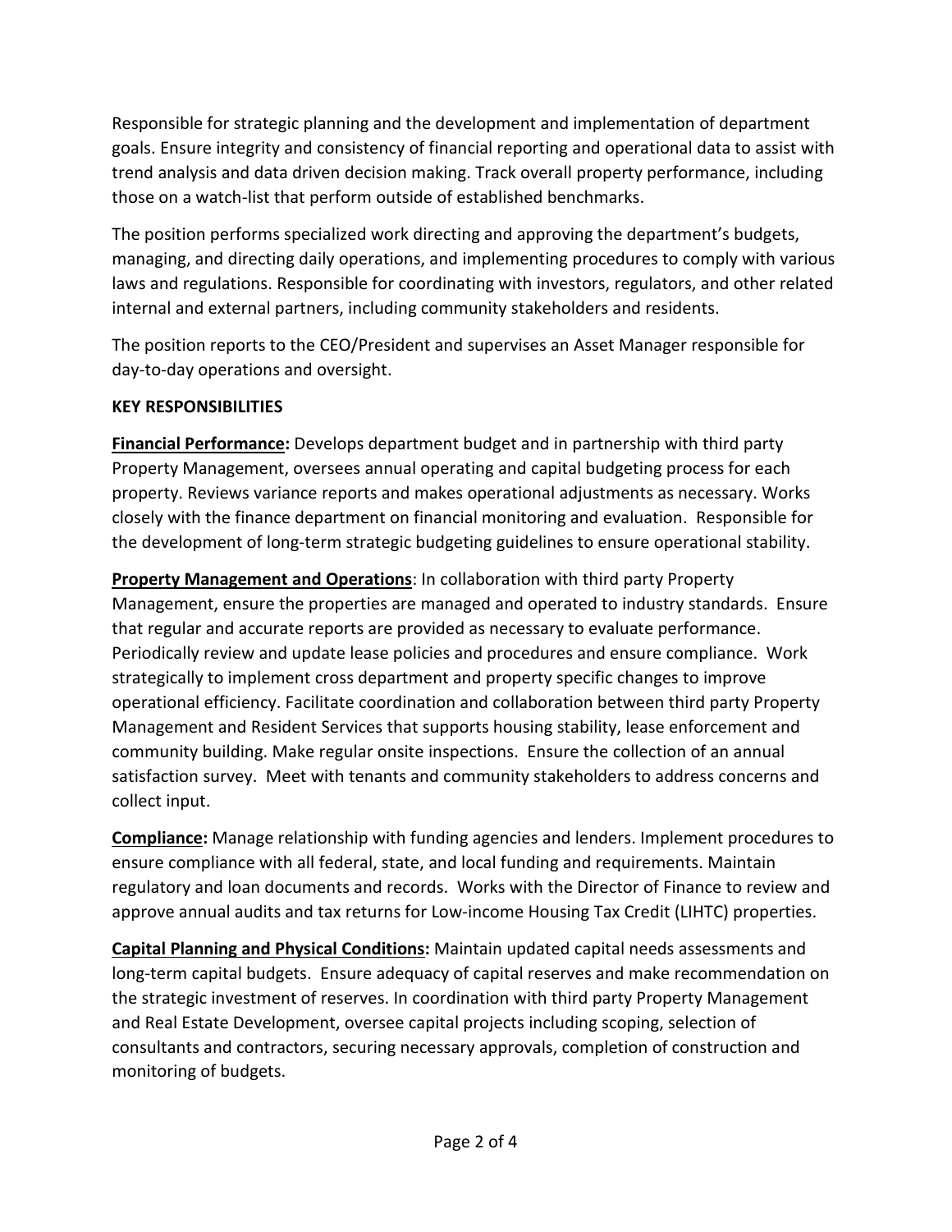Responsible for strategic planning and the development and implementation of department goals. Ensure integrity and consistency of financial reporting and operational data to assist with trend analysis and data driven decision making. Track overall property performance, including those on a watch-list that perform outside of established benchmarks.

The position performs specialized work directing and approving the department's budgets, managing, and directing daily operations, and implementing procedures to comply with various laws and regulations. Responsible for coordinating with investors, regulators, and other related internal and external partners, including community stakeholders and residents.

The position reports to the CEO/President and supervises an Asset Manager responsible for day-to-day operations and oversight.

## KEY RESPONSIBILITIES

**Financial Performance:** Develops department budget and in partnership with third party Property Management, oversees annual operating and capital budgeting process for each property. Reviews variance reports and makes operational adjustments as necessary. Works closely with the finance department on financial monitoring and evaluation. Responsible for the development of long-term strategic budgeting guidelines to ensure operational stability.

**Property Management and Operations**: In collaboration with third party Property Management, ensure the properties are managed and operated to industry standards. Ensure that regular and accurate reports are provided as necessary to evaluate performance. Periodically review and update lease policies and procedures and ensure compliance. Work strategically to implement cross department and property specific changes to improve operational efficiency. Facilitate coordination and collaboration between third party Property Management and Resident Services that supports housing stability, lease enforcement and community building. Make regular onsite inspections. Ensure the collection of an annual satisfaction survey. Meet with tenants and community stakeholders to address concerns and collect input.

**Compliance:** Manage relationship with funding agencies and lenders. Implement procedures to ensure compliance with all federal, state, and local funding and requirements. Maintain regulatory and loan documents and records. Works with the Director of Finance to review and approve annual audits and tax returns for Low-income Housing Tax Credit (LIHTC) properties.

**Capital Planning and Physical Conditions:** Maintain updated capital needs assessments and long-term capital budgets. Ensure adequacy of capital reserves and make recommendation on the strategic investment of reserves. In coordination with third party Property Management and Real Estate Development, oversee capital projects including scoping, selection of consultants and contractors, securing necessary approvals, completion of construction and monitoring of budgets.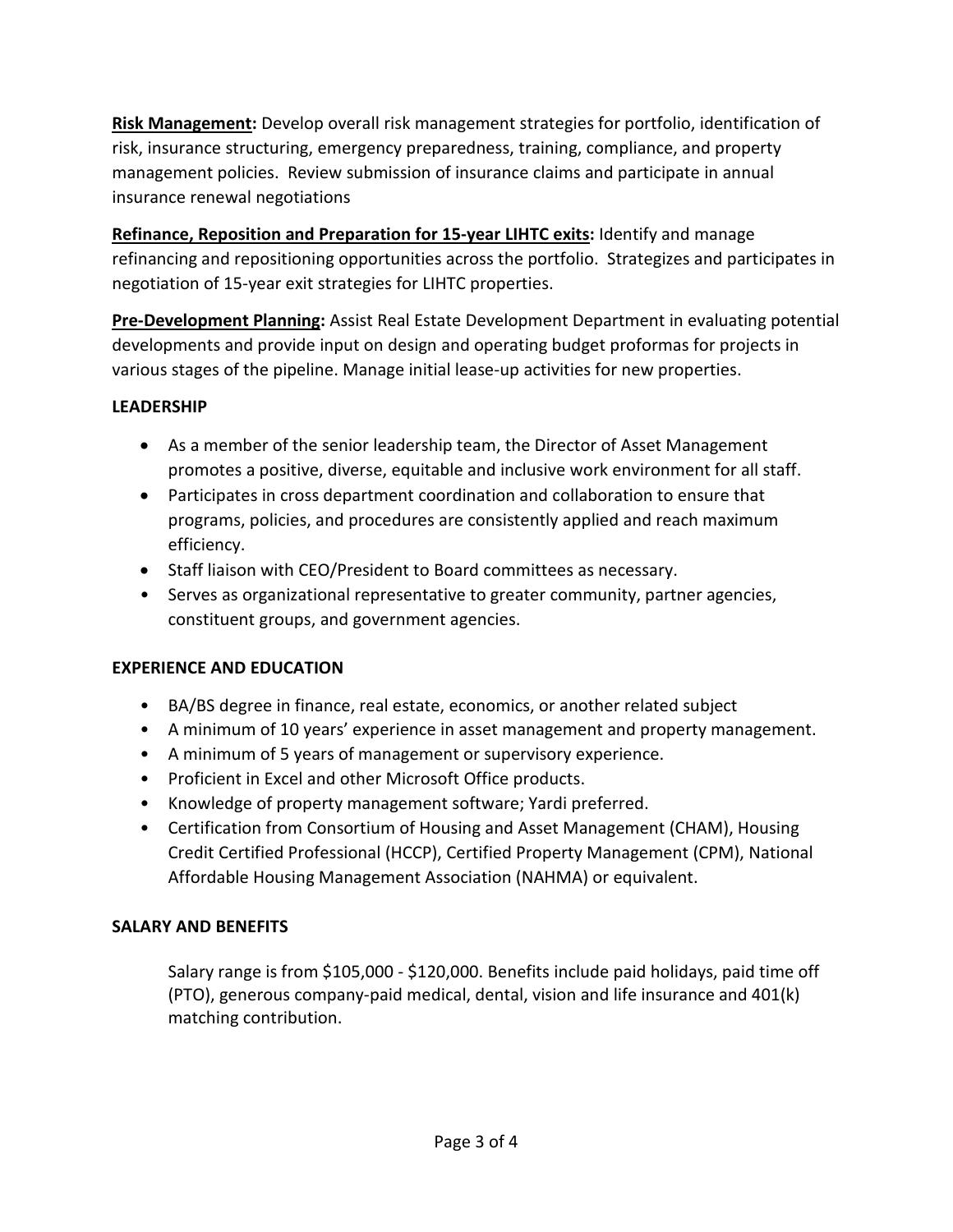**Risk Management:** Develop overall risk management strategies for portfolio, identification of risk, insurance structuring, emergency preparedness, training, compliance, and property management policies. Review submission of insurance claims and participate in annual insurance renewal negotiations

**Refinance, Reposition and Preparation for 15-year LIHTC exits:** Identify and manage refinancing and repositioning opportunities across the portfolio. Strategizes and participates in negotiation of 15-year exit strategies for LIHTC properties.

**Pre-Development Planning:** Assist Real Estate Development Department in evaluating potential developments and provide input on design and operating budget proformas for projects in various stages of the pipeline. Manage initial lease-up activities for new properties.

**LEADERSHIP**

- As a member of the senior leadership team, the Director of Asset Management promotes a positive, diverse, equitable and inclusive work environment for all staff.
- Participates in cross department coordination and collaboration to ensure that programs, policies, and procedures are consistently applied and reach maximum efficiency.
- Staff liaison with CEO/President to Board committees as necessary.
- Serves as organizational representative to greater community, partner agencies, constituent groups, and government agencies.

**EXPERIENCE AND EDUCATION**

- BA/BS degree in finance, real estate, economics, or another related subject
- A minimum of 10 years' experience in asset management and property management.
- A minimum of 5 years of management or supervisory experience.
- Proficient in Excel and other Microsoft Office products.
- Knowledge of property management software; Yardi preferred.
- Certification from Consortium of Housing and Asset Management (CHAM), Housing Credit Certified Professional (HCCP), Certified Property Management (CPM), National Affordable Housing Management Association (NAHMA) or equivalent.

**SALARY AND BENEFITS**

Salary range is from $105,000 - $120,000. Benefits include paid holidays, paid time off (PTO), generous company-paid medical, dental, vision and life insurance and 401(k) matching contribution.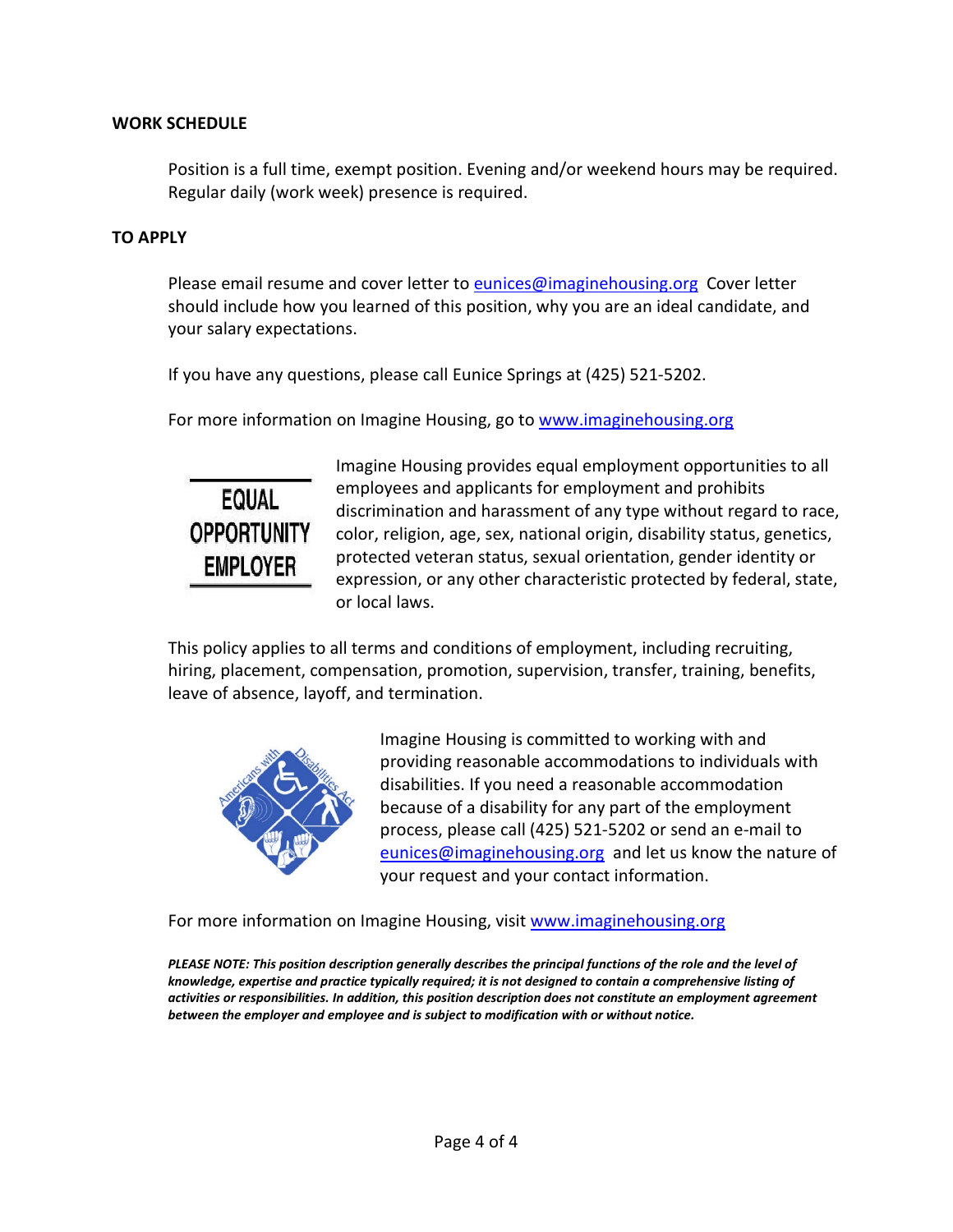## WORK SCHEDULE

Position is a full time, exempt position. Evening and/or weekend hours may be required. Regular daily (work week) presence is required.

## TO APPLY

Please email resume and cover letter to eunices@imaginehousing.org Cover letter should include how you learned of this position, why you are an ideal candidate, and your salary expectations.

If you have any questions, please call Eunice Springs at (425) 521-5202.

For more information on Imagine Housing, go to www.imaginehousing.org

EQUAL OPPORTUNITY EMPLOYER

Imagine Housing provides equal employment opportunities to all employees and applicants for employment and prohibits discrimination and harassment of any type without regard to race, color, religion, age, sex, national origin, disability status, genetics, protected veteran status, sexual orientation, gender identity or expression, or any other characteristic protected by federal, state, or local laws.

This policy applies to all terms and conditions of employment, including recruiting, hiring, placement, compensation, promotion, supervision, transfer, training, benefits, leave of absence, layoff, and termination.

Imagine Housing is committed to working with and providing reasonable accommodations to individuals with disabilities. If you need a reasonable accommodation because of a disability for any part of the employment process, please call (425) 521-5202 or send an e-mail to eunices@imaginehousing.org and let us know the nature of your request and your contact information.

For more information on Imagine Housing, visit www.imaginehousing.org

***PLEASE NOTE: This position description generally describes the principal functions of the role and the level of knowledge, expertise and practice typically required; it is not designed to contain a comprehensive listing of activities or responsibilities. In addition, this position description does not constitute an employment agreement between the employer and employee and is subject to modification with or without notice.***